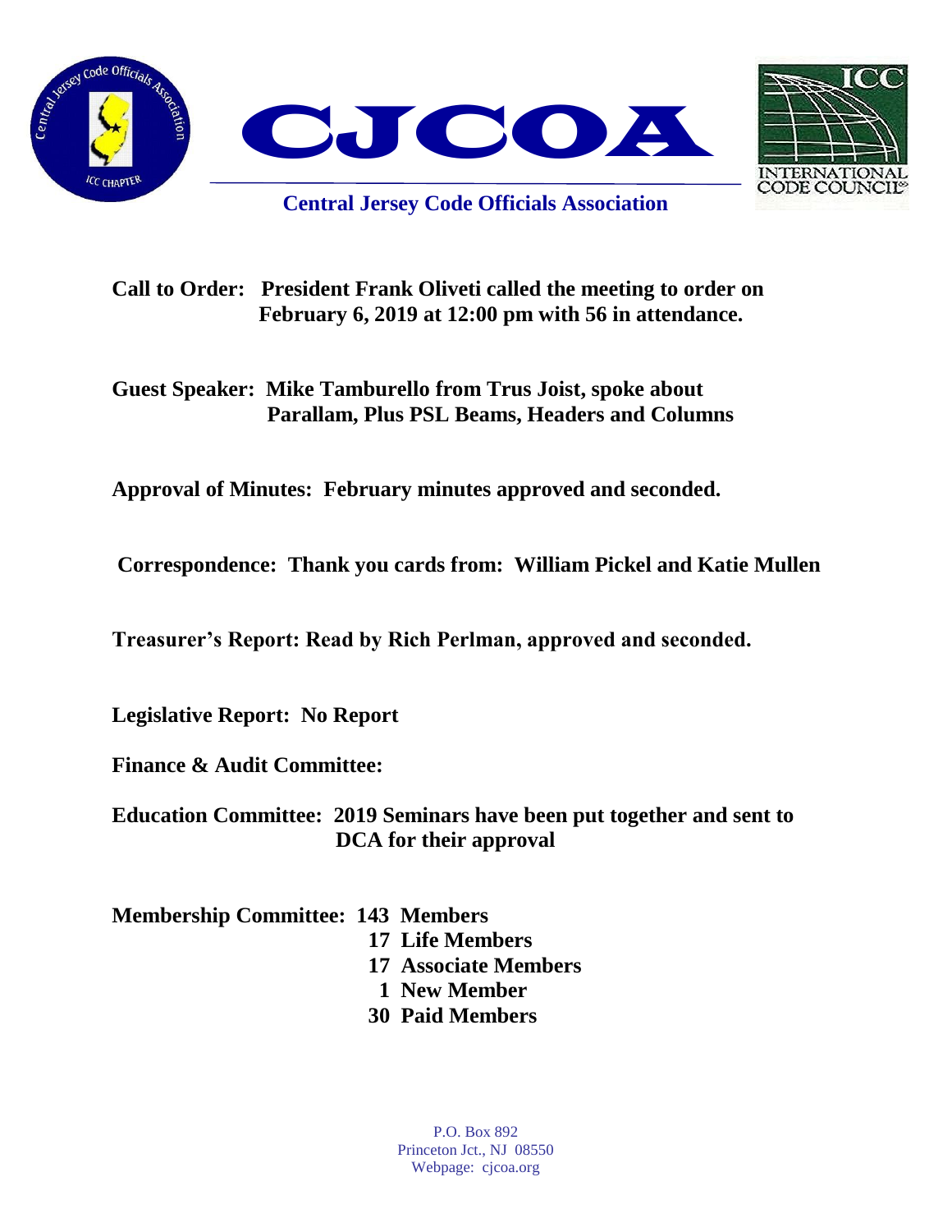# CJCOA

**Central Jersey Code Officials Association**

**Call to Order:** President Frank Oliveti called the meeting to order on February 6, 2019 at 12:00 pm with 56 in attendance.

**Guest Speaker:** Mike Tamburello from Trus Joist, spoke about Parallam, Plus PSL Beams, Headers and Columns

**Approval of Minutes:** February minutes approved and seconded.

**Correspondence:** Thank you cards from: William Pickel and Katie Mullen

**Treasurer's Report:** Read by Rich Perlman, approved and seconded.

**Legislative Report:** No Report

**Finance & Audit Committee:**

**Education Committee:** 2019 Seminars have been put together and sent to DCA for their approval

**Membership Committee:**
- 143 Members
- 17 Life Members
- 17 Associate Members
- 1 New Member
- 30 Paid Members

P.O. Box 892
Princeton Jct., NJ 08550
Webpage: cjcoa.org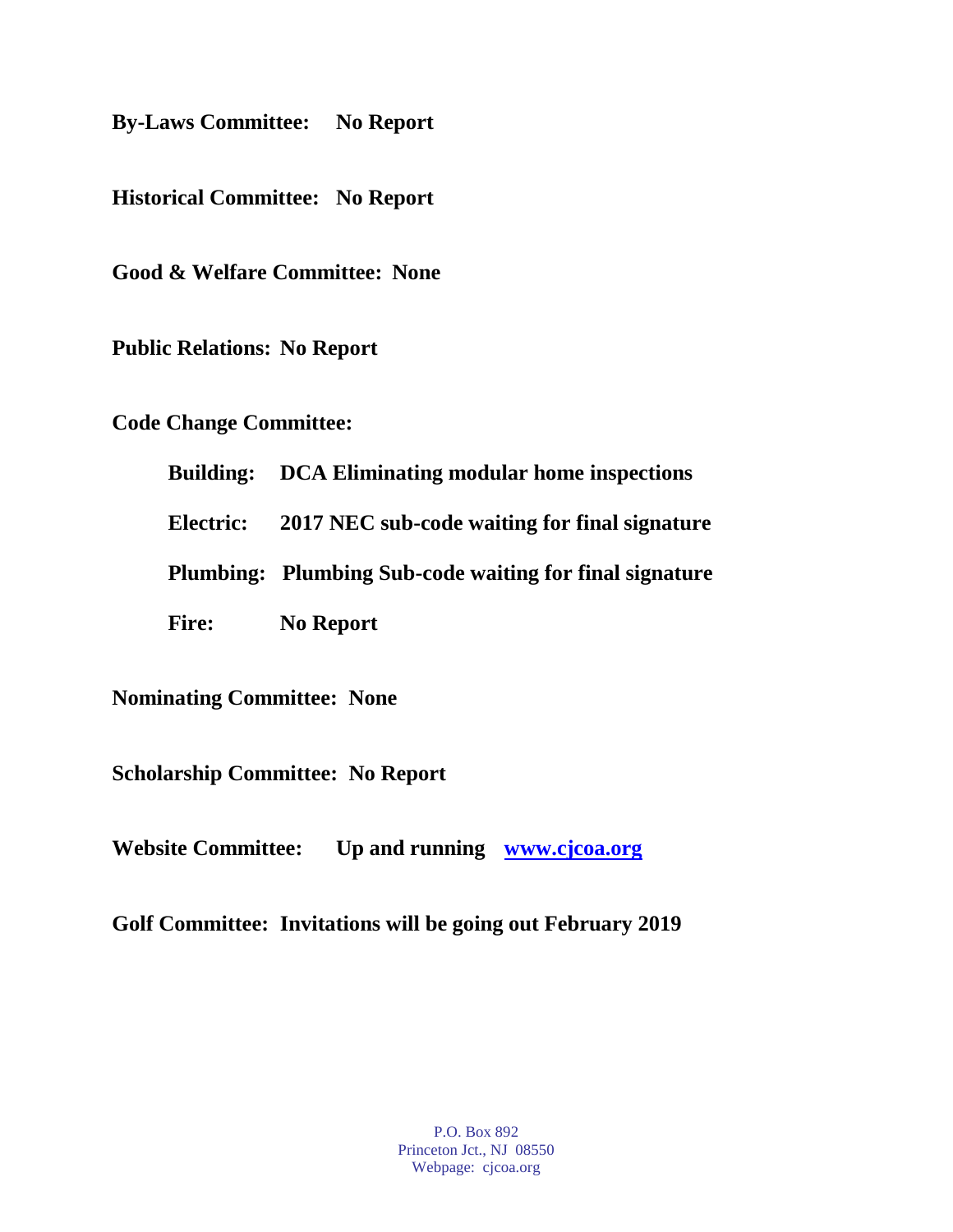**By-Laws Committee:** **No Report**

**Historical Committee:** **No Report**

**Good & Welfare Committee:** **None**

**Public Relations:** **No Report**

**Code Change Committee:**

- **Building:** **DCA Eliminating modular home inspections**
- **Electric:** **2017 NEC sub-code waiting for final signature**
- **Plumbing:** **Plumbing Sub-code waiting for final signature**
- **Fire:** **No Report**

**Nominating Committee:** **None**

**Scholarship Committee:** **No Report**

**Website Committee:** **Up and running** **[www.cjcoa.org](http://www.cjcoa.org)**

**Golf Committee:** **Invitations will be going out February 2019**

P.O. Box 892
Princeton Jct., NJ 08550
Webpage: cjcoa.org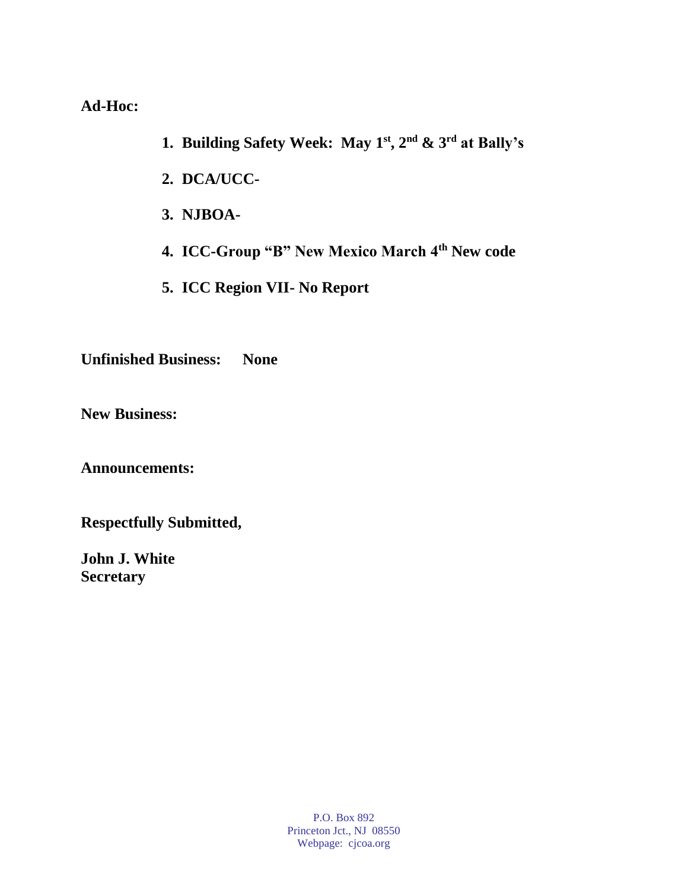**Ad-Hoc:**

1. **Building Safety Week: May 1st, 2nd & 3rd at Bally's**
2. **DCA/UCC-**
3. **NJBOA-**
4. **ICC-Group "B" New Mexico March 4th New code**
5. **ICC Region VII- No Report**

**Unfinished Business: None**

**New Business:**

**Announcements:**

**Respectfully Submitted,**

**John J. White**
**Secretary**

P.O. Box 892
Princeton Jct., NJ 08550
Webpage: cjcoa.org